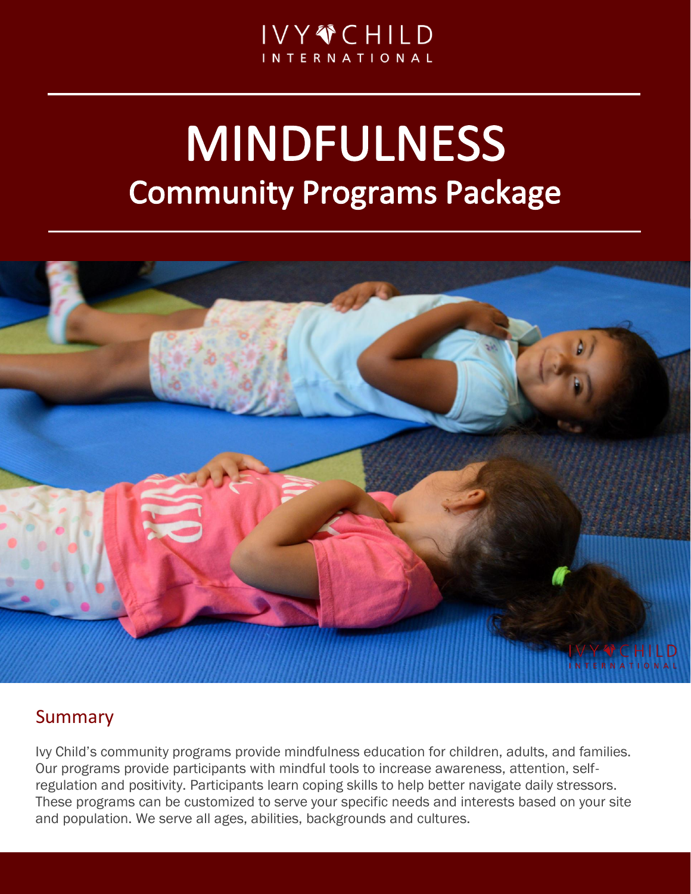IVY CHILD
INTERNATIONAL

# MINDFULNESS
## Community Programs Package

## Summary

Ivy Child's community programs provide mindfulness education for children, adults, and families. Our programs provide participants with mindful tools to increase awareness, attention, self-regulation and positivity. Participants learn coping skills to help better navigate daily stressors. These programs can be customized to serve your specific needs and interests based on your site and population. We serve all ages, abilities, backgrounds and cultures.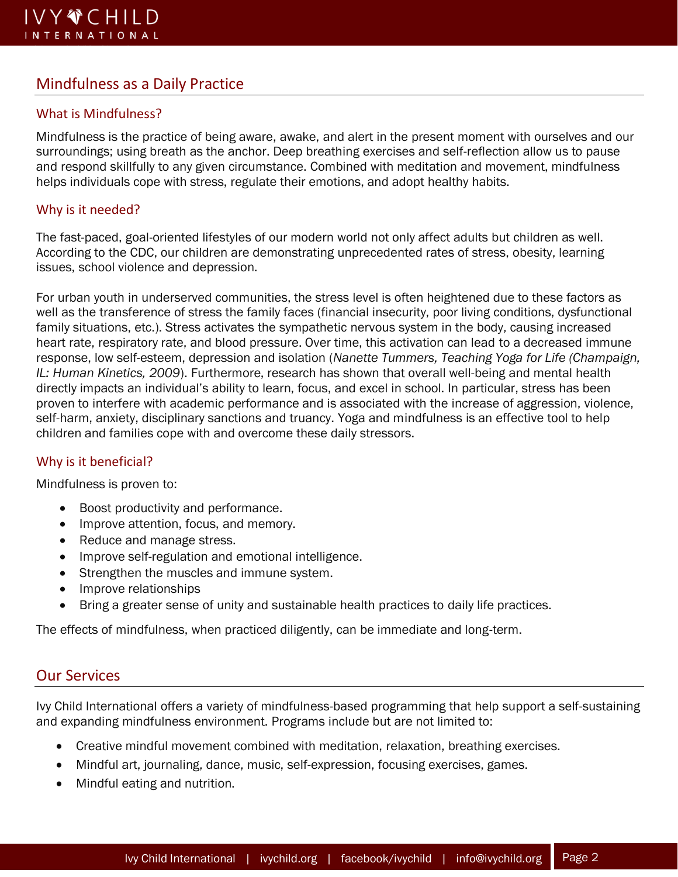## Mindfulness as a Daily Practice

### What is Mindfulness?

Mindfulness is the practice of being aware, awake, and alert in the present moment with ourselves and our surroundings; using breath as the anchor. Deep breathing exercises and self-reflection allow us to pause and respond skillfully to any given circumstance. Combined with meditation and movement, mindfulness helps individuals cope with stress, regulate their emotions, and adopt healthy habits.

### Why is it needed?

The fast-paced, goal-oriented lifestyles of our modern world not only affect adults but children as well. According to the CDC, our children are demonstrating unprecedented rates of stress, obesity, learning issues, school violence and depression.

For urban youth in underserved communities, the stress level is often heightened due to these factors as well as the transference of stress the family faces (financial insecurity, poor living conditions, dysfunctional family situations, etc.). Stress activates the sympathetic nervous system in the body, causing increased heart rate, respiratory rate, and blood pressure. Over time, this activation can lead to a decreased immune response, low self-esteem, depression and isolation (*Nanette Tummers, Teaching Yoga for Life (Champaign, IL: Human Kinetics, 2009*). Furthermore, research has shown that overall well-being and mental health directly impacts an individual's ability to learn, focus, and excel in school. In particular, stress has been proven to interfere with academic performance and is associated with the increase of aggression, violence, self-harm, anxiety, disciplinary sanctions and truancy. Yoga and mindfulness is an effective tool to help children and families cope with and overcome these daily stressors.

### Why is it beneficial?

Mindfulness is proven to:

- Boost productivity and performance.
- Improve attention, focus, and memory.
- Reduce and manage stress.
- Improve self-regulation and emotional intelligence.
- Strengthen the muscles and immune system.
- Improve relationships
- Bring a greater sense of unity and sustainable health practices to daily life practices.

The effects of mindfulness, when practiced diligently, can be immediate and long-term.

## Our Services

Ivy Child International offers a variety of mindfulness-based programming that help support a self-sustaining and expanding mindfulness environment. Programs include but are not limited to:

- Creative mindful movement combined with meditation, relaxation, breathing exercises.
- Mindful art, journaling, dance, music, self-expression, focusing exercises, games.
- Mindful eating and nutrition.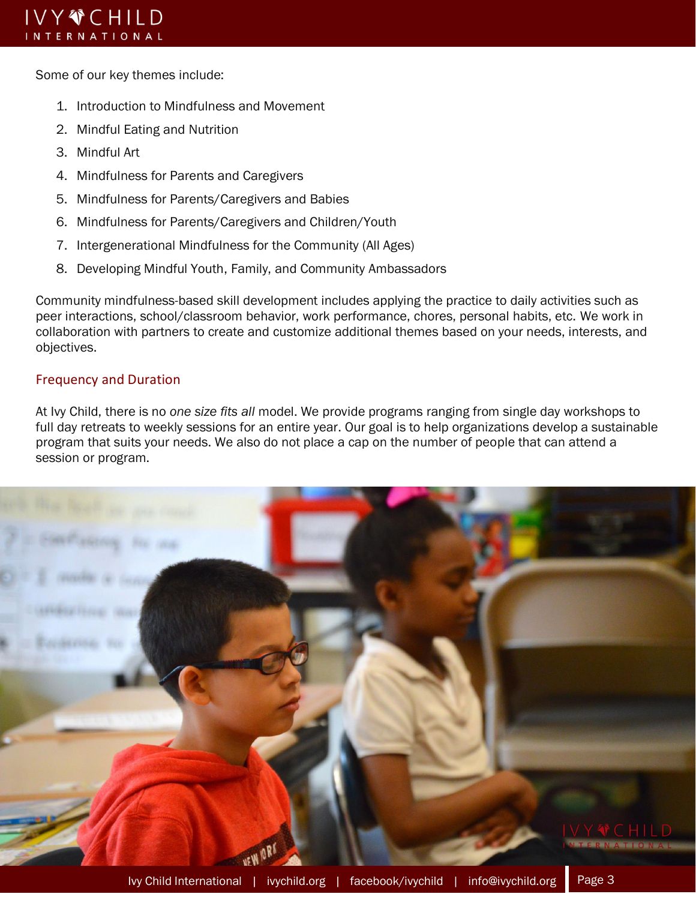Some of our key themes include:

1. Introduction to Mindfulness and Movement
2. Mindful Eating and Nutrition
3. Mindful Art
4. Mindfulness for Parents and Caregivers
5. Mindfulness for Parents/Caregivers and Babies
6. Mindfulness for Parents/Caregivers and Children/Youth
7. Intergenerational Mindfulness for the Community (All Ages)
8. Developing Mindful Youth, Family, and Community Ambassadors

Community mindfulness-based skill development includes applying the practice to daily activities such as peer interactions, school/classroom behavior, work performance, chores, personal habits, etc. We work in collaboration with partners to create and customize additional themes based on your needs, interests, and objectives.

## Frequency and Duration

At Ivy Child, there is no *one size fits all* model. We provide programs ranging from single day workshops to full day retreats to weekly sessions for an entire year. Our goal is to help organizations develop a sustainable program that suits your needs. We also do not place a cap on the number of people that can attend a session or program.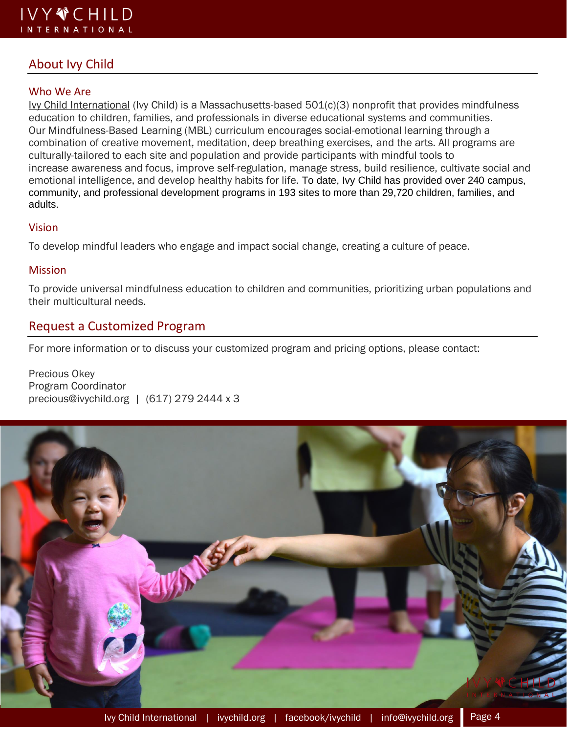## About Ivy Child

### Who We Are

Ivy Child International (Ivy Child) is a Massachusetts-based 501(c)(3) nonprofit that provides mindfulness education to children, families, and professionals in diverse educational systems and communities. Our Mindfulness-Based Learning (MBL) curriculum encourages social-emotional learning through a combination of creative movement, meditation, deep breathing exercises, and the arts. All programs are culturally-tailored to each site and population and provide participants with mindful tools to increase awareness and focus, improve self-regulation, manage stress, build resilience, cultivate social and emotional intelligence, and develop healthy habits for life. To date, Ivy Child has provided over 240 campus, community, and professional development programs in 193 sites to more than 29,720 children, families, and adults.

### Vision

To develop mindful leaders who engage and impact social change, creating a culture of peace.

### Mission

To provide universal mindfulness education to children and communities, prioritizing urban populations and their multicultural needs.

## Request a Customized Program

For more information or to discuss your customized program and pricing options, please contact:

Precious Okey
Program Coordinator
precious@ivychild.org | (617) 279 2444 x 3